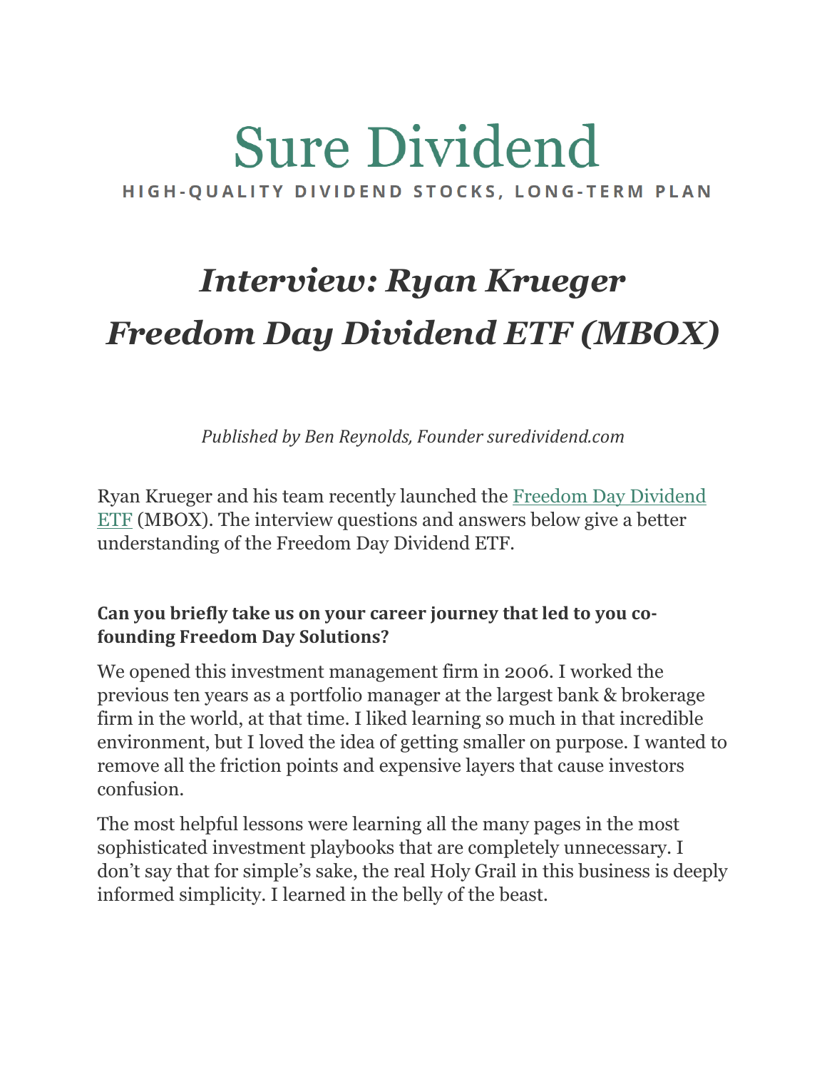# Sure Dividend

**HIGH-QUALITY DIVIDEND STOCKS, LONG-TERM PLAN**

## *Interview: Ryan Krueger Freedom Day Dividend ETF (MBOX)*

*Published by Ben Reynolds, Founder suredividend.com*

Ryan Krueger and his team recently launched the [Freedom Day Dividend ETF] (MBOX). The interview questions and answers below give a better understanding of the Freedom Day Dividend ETF.

**Can you briefly take us on your career journey that led to you co-founding Freedom Day Solutions?**

We opened this investment management firm in 2006. I worked the previous ten years as a portfolio manager at the largest bank & brokerage firm in the world, at that time. I liked learning so much in that incredible environment, but I loved the idea of getting smaller on purpose. I wanted to remove all the friction points and expensive layers that cause investors confusion.

The most helpful lessons were learning all the many pages in the most sophisticated investment playbooks that are completely unnecessary. I don't say that for simple's sake, the real Holy Grail in this business is deeply informed simplicity. I learned in the belly of the beast.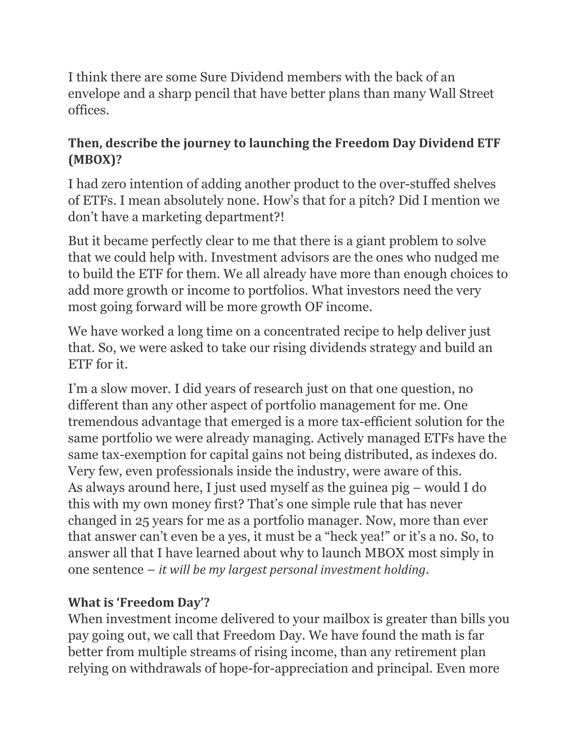I think there are some Sure Dividend members with the back of an envelope and a sharp pencil that have better plans than many Wall Street offices.

**Then, describe the journey to launching the Freedom Day Dividend ETF (MBOX)?**

I had zero intention of adding another product to the over-stuffed shelves of ETFs. I mean absolutely none. How's that for a pitch? Did I mention we don't have a marketing department?!

But it became perfectly clear to me that there is a giant problem to solve that we could help with. Investment advisors are the ones who nudged me to build the ETF for them. We all already have more than enough choices to add more growth or income to portfolios. What investors need the very most going forward will be more growth OF income.

We have worked a long time on a concentrated recipe to help deliver just that. So, we were asked to take our rising dividends strategy and build an ETF for it.

I'm a slow mover. I did years of research just on that one question, no different than any other aspect of portfolio management for me. One tremendous advantage that emerged is a more tax-efficient solution for the same portfolio we were already managing. Actively managed ETFs have the same tax-exemption for capital gains not being distributed, as indexes do. Very few, even professionals inside the industry, were aware of this. As always around here, I just used myself as the guinea pig – would I do this with my own money first? That's one simple rule that has never changed in 25 years for me as a portfolio manager. Now, more than ever that answer can't even be a yes, it must be a "heck yea!" or it's a no. So, to answer all that I have learned about why to launch MBOX most simply in one sentence – *it will be my largest personal investment holding*.

**What is 'Freedom Day'?**

When investment income delivered to your mailbox is greater than bills you pay going out, we call that Freedom Day. We have found the math is far better from multiple streams of rising income, than any retirement plan relying on withdrawals of hope-for-appreciation and principal. Even more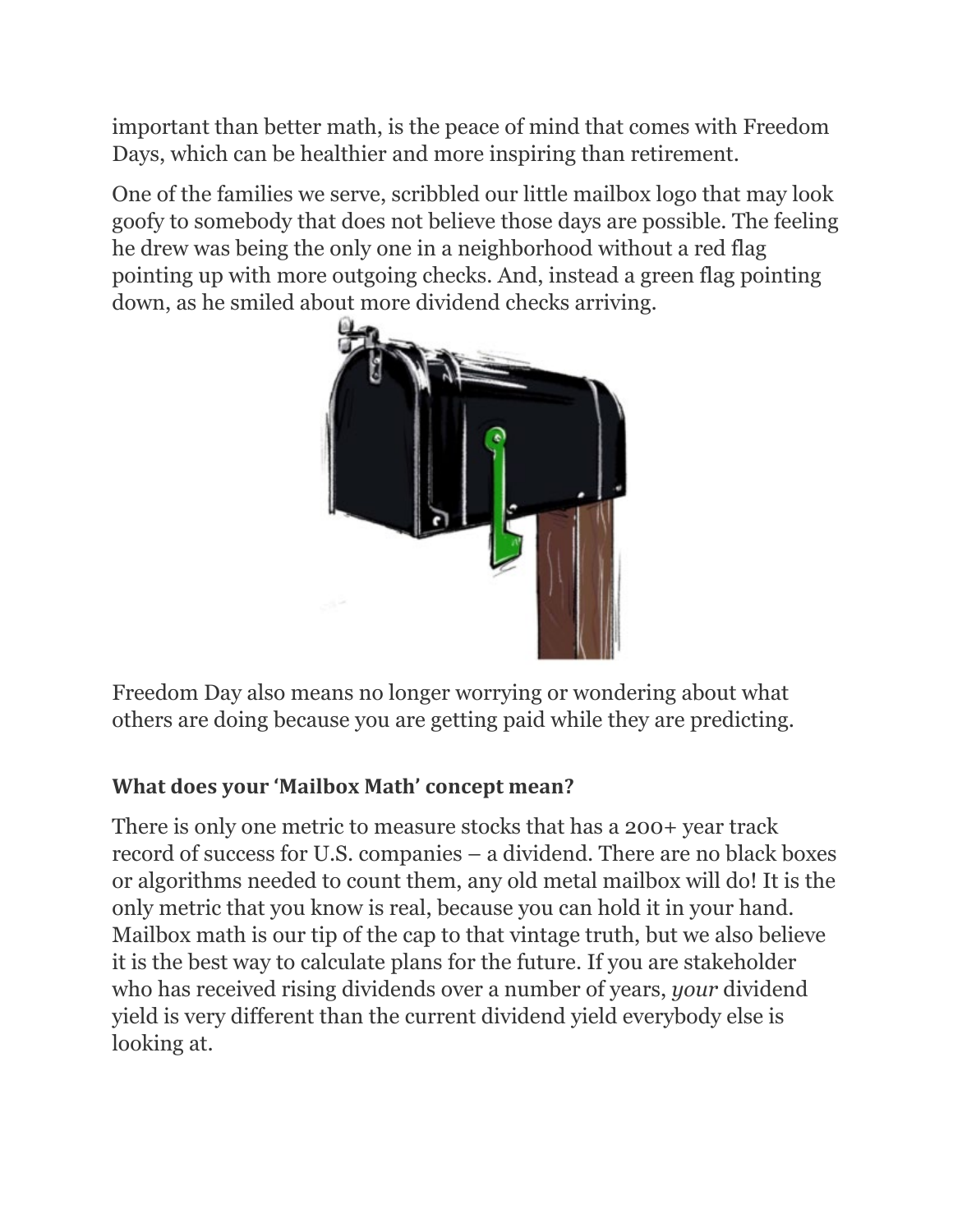important than better math, is the peace of mind that comes with Freedom Days, which can be healthier and more inspiring than retirement.

One of the families we serve, scribbled our little mailbox logo that may look goofy to somebody that does not believe those days are possible. The feeling he drew was being the only one in a neighborhood without a red flag pointing up with more outgoing checks. And, instead a green flag pointing down, as he smiled about more dividend checks arriving.

Freedom Day also means no longer worrying or wondering about what others are doing because you are getting paid while they are predicting.

**What does your 'Mailbox Math' concept mean?**

There is only one metric to measure stocks that has a 200+ year track record of success for U.S. companies – a dividend. There are no black boxes or algorithms needed to count them, any old metal mailbox will do! It is the only metric that you know is real, because you can hold it in your hand. Mailbox math is our tip of the cap to that vintage truth, but we also believe it is the best way to calculate plans for the future. If you are stakeholder who has received rising dividends over a number of years, *your* dividend yield is very different than the current dividend yield everybody else is looking at.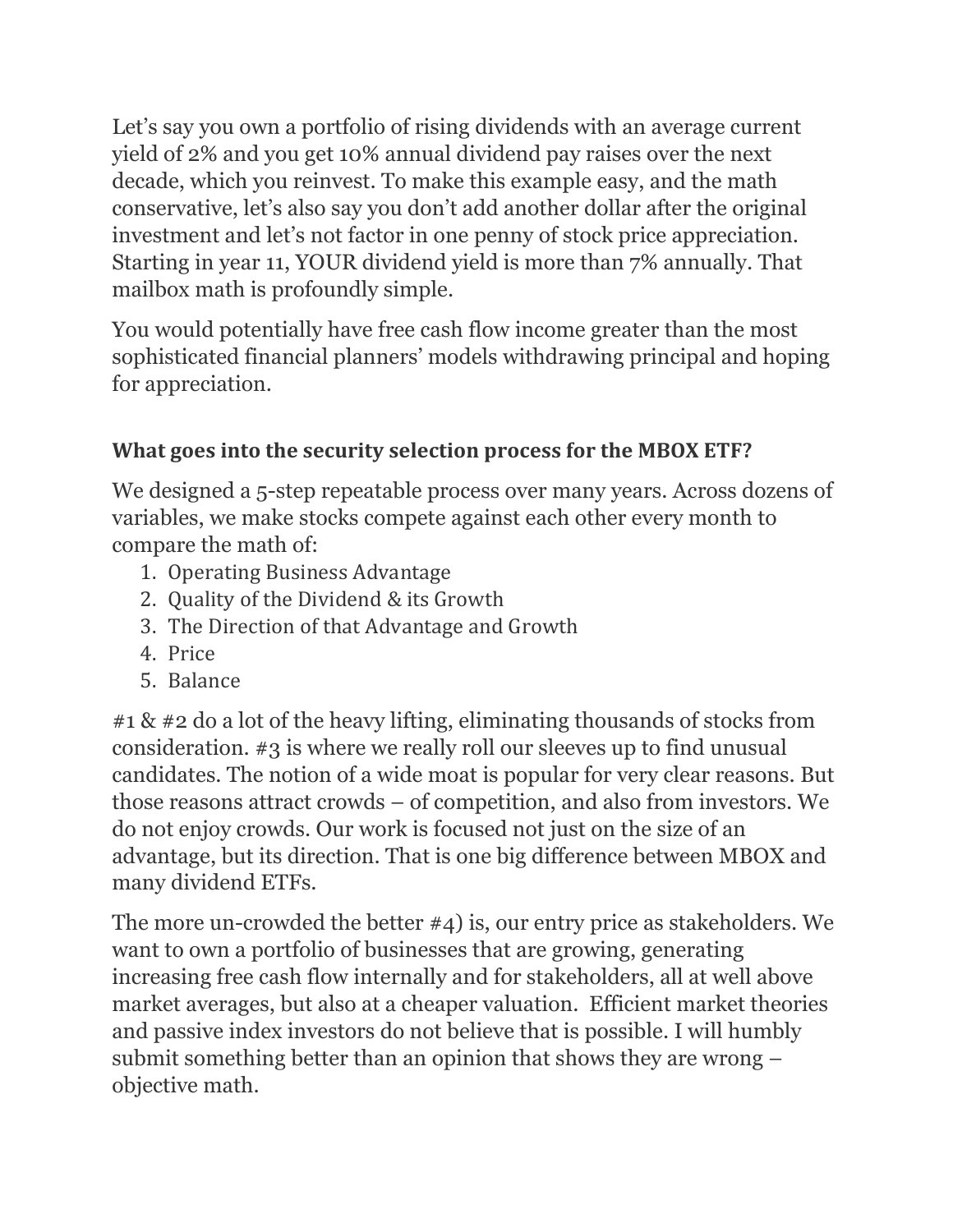Let's say you own a portfolio of rising dividends with an average current yield of 2% and you get 10% annual dividend pay raises over the next decade, which you reinvest. To make this example easy, and the math conservative, let's also say you don't add another dollar after the original investment and let's not factor in one penny of stock price appreciation. Starting in year 11, YOUR dividend yield is more than 7% annually. That mailbox math is profoundly simple.

You would potentially have free cash flow income greater than the most sophisticated financial planners' models withdrawing principal and hoping for appreciation.

**What goes into the security selection process for the MBOX ETF?**

We designed a 5-step repeatable process over many years. Across dozens of variables, we make stocks compete against each other every month to compare the math of:

1. Operating Business Advantage
2. Quality of the Dividend & its Growth
3. The Direction of that Advantage and Growth
4. Price
5. Balance

#1 & #2 do a lot of the heavy lifting, eliminating thousands of stocks from consideration. #3 is where we really roll our sleeves up to find unusual candidates. The notion of a wide moat is popular for very clear reasons. But those reasons attract crowds – of competition, and also from investors. We do not enjoy crowds. Our work is focused not just on the size of an advantage, but its direction. That is one big difference between MBOX and many dividend ETFs.

The more un-crowded the better #4) is, our entry price as stakeholders. We want to own a portfolio of businesses that are growing, generating increasing free cash flow internally and for stakeholders, all at well above market averages, but also at a cheaper valuation. Efficient market theories and passive index investors do not believe that is possible. I will humbly submit something better than an opinion that shows they are wrong – objective math.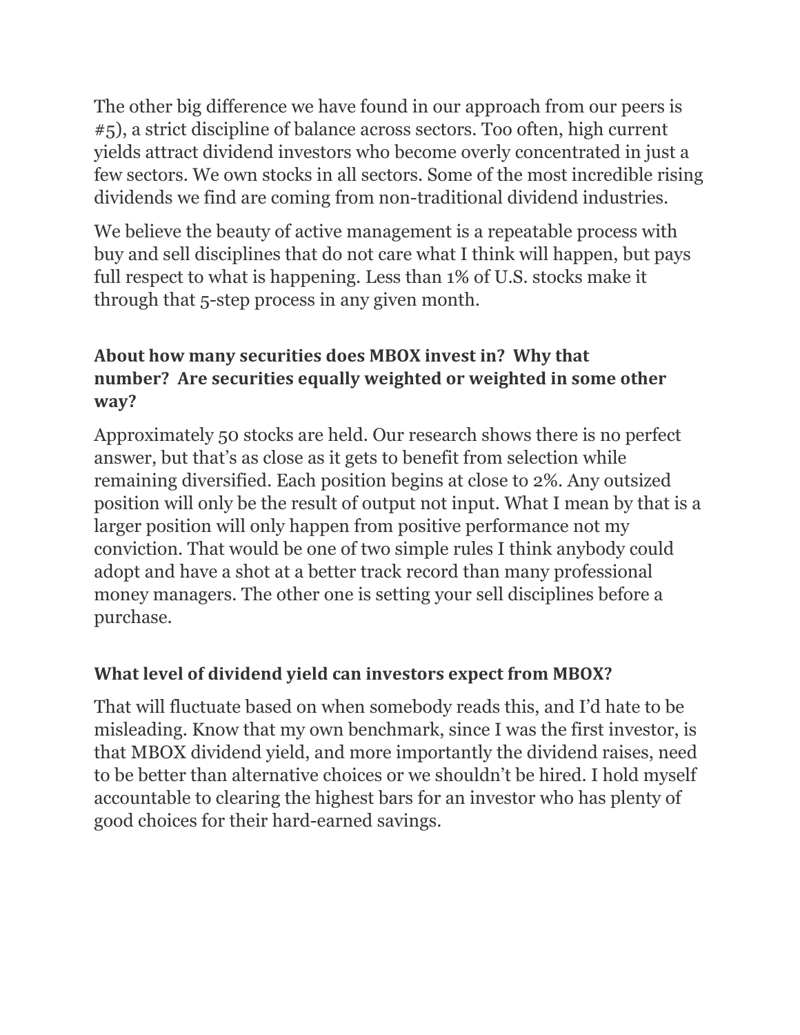The other big difference we have found in our approach from our peers is #5), a strict discipline of balance across sectors. Too often, high current yields attract dividend investors who become overly concentrated in just a few sectors. We own stocks in all sectors. Some of the most incredible rising dividends we find are coming from non-traditional dividend industries.

We believe the beauty of active management is a repeatable process with buy and sell disciplines that do not care what I think will happen, but pays full respect to what is happening. Less than 1% of U.S. stocks make it through that 5-step process in any given month.

**About how many securities does MBOX invest in? Why that number? Are securities equally weighted or weighted in some other way?**

Approximately 50 stocks are held. Our research shows there is no perfect answer, but that's as close as it gets to benefit from selection while remaining diversified. Each position begins at close to 2%. Any outsized position will only be the result of output not input. What I mean by that is a larger position will only happen from positive performance not my conviction. That would be one of two simple rules I think anybody could adopt and have a shot at a better track record than many professional money managers. The other one is setting your sell disciplines before a purchase.

**What level of dividend yield can investors expect from MBOX?**

That will fluctuate based on when somebody reads this, and I'd hate to be misleading. Know that my own benchmark, since I was the first investor, is that MBOX dividend yield, and more importantly the dividend raises, need to be better than alternative choices or we shouldn't be hired. I hold myself accountable to clearing the highest bars for an investor who has plenty of good choices for their hard-earned savings.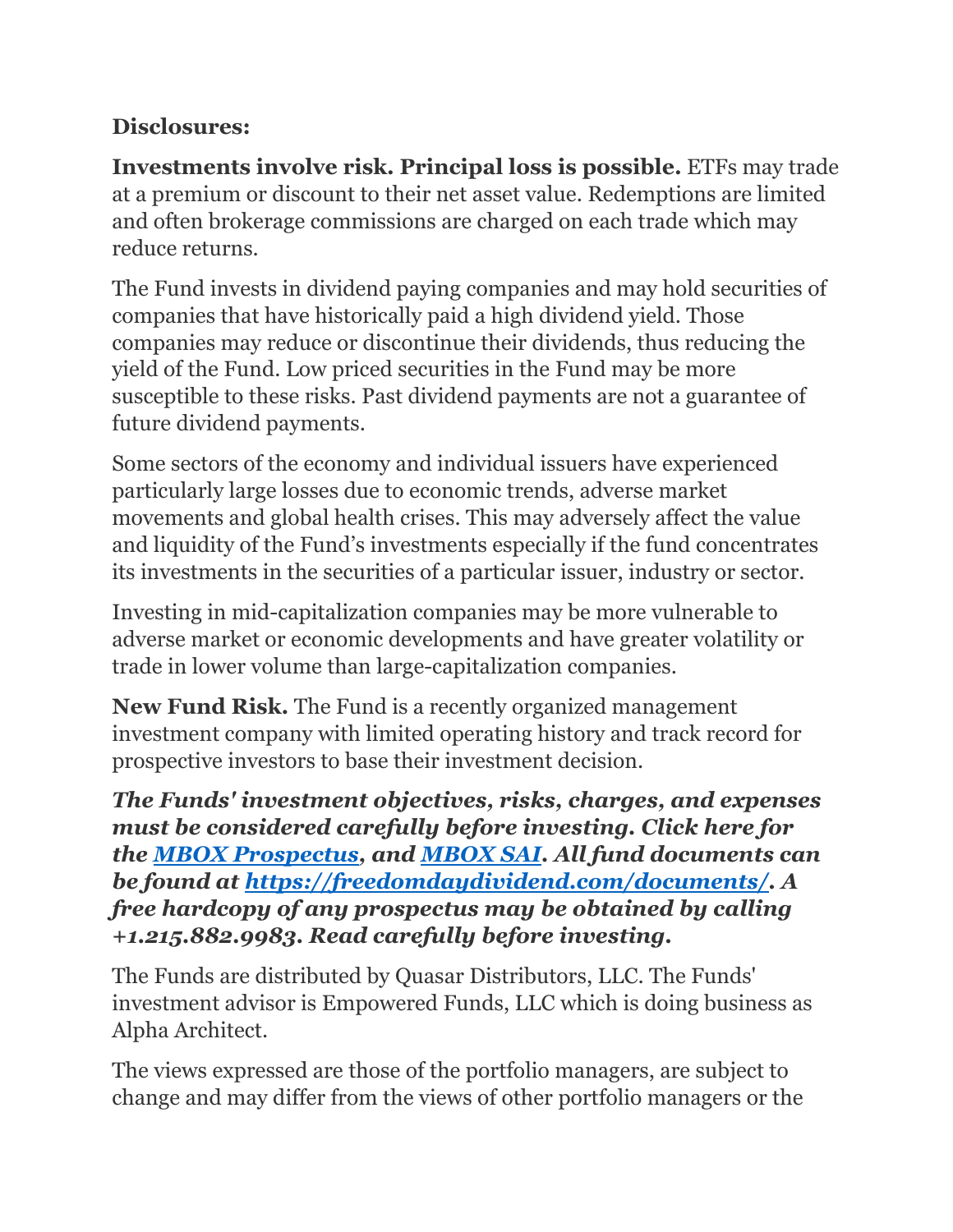**Disclosures:**

**Investments involve risk. Principal loss is possible.** ETFs may trade at a premium or discount to their net asset value. Redemptions are limited and often brokerage commissions are charged on each trade which may reduce returns.

The Fund invests in dividend paying companies and may hold securities of companies that have historically paid a high dividend yield. Those companies may reduce or discontinue their dividends, thus reducing the yield of the Fund. Low priced securities in the Fund may be more susceptible to these risks. Past dividend payments are not a guarantee of future dividend payments.

Some sectors of the economy and individual issuers have experienced particularly large losses due to economic trends, adverse market movements and global health crises. This may adversely affect the value and liquidity of the Fund's investments especially if the fund concentrates its investments in the securities of a particular issuer, industry or sector.

Investing in mid-capitalization companies may be more vulnerable to adverse market or economic developments and have greater volatility or trade in lower volume than large-capitalization companies.

**New Fund Risk.** The Fund is a recently organized management investment company with limited operating history and track record for prospective investors to base their investment decision.

***The Funds' investment objectives, risks, charges, and expenses must be considered carefully before investing. Click here for the [MBOX Prospectus](), and [MBOX SAI](). All fund documents can be found at [https://freedomdaydividend.com/documents/](https://freedomdaydividend.com/documents/). A free hardcopy of any prospectus may be obtained by calling +1.215.882.9983. Read carefully before investing.***

The Funds are distributed by Quasar Distributors, LLC. The Funds' investment advisor is Empowered Funds, LLC which is doing business as Alpha Architect.

The views expressed are those of the portfolio managers, are subject to change and may differ from the views of other portfolio managers or the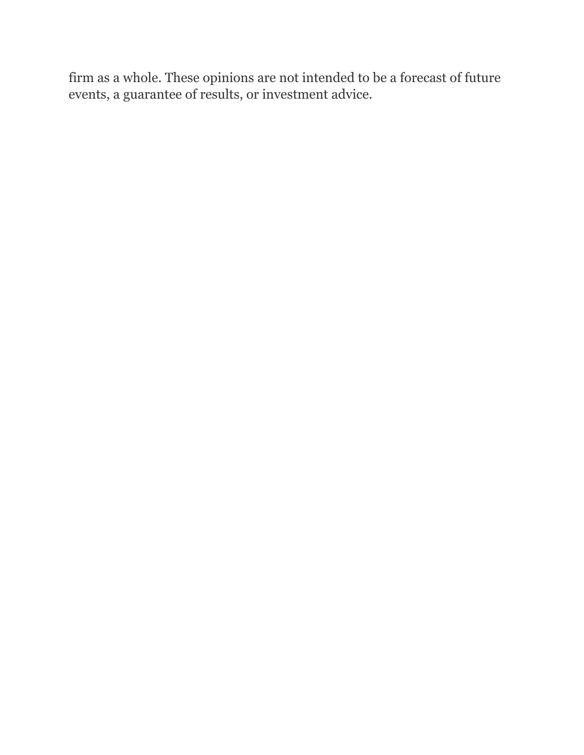firm as a whole. These opinions are not intended to be a forecast of future events, a guarantee of results, or investment advice.